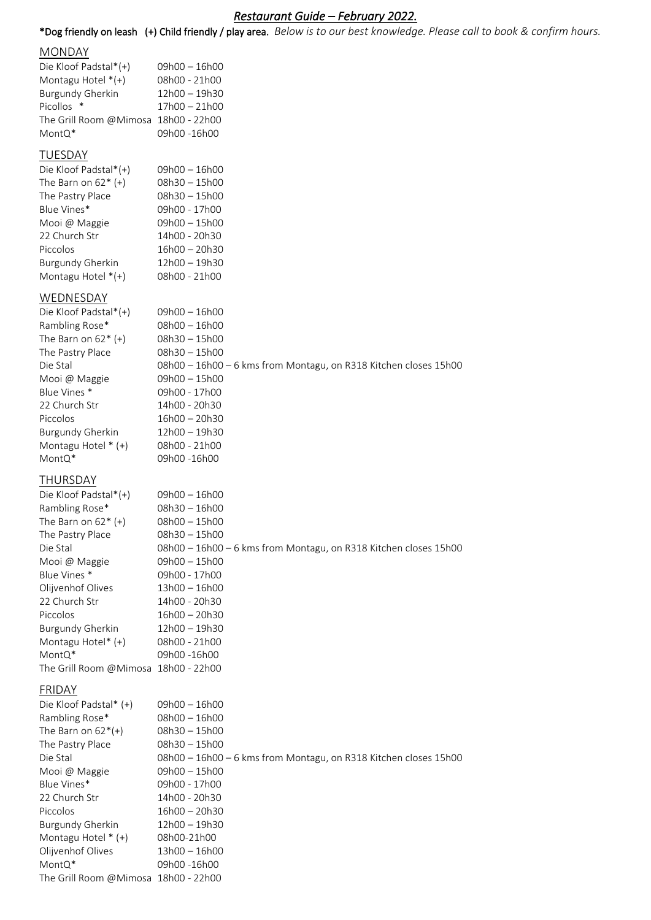# *Restaurant Guide – February 2022.*

**\*Dog friendly on leash (+) Child friendly / play area.** *Below is to our best knowledge. Please call to book & confirm hours.*

## MONDAY

| | |
|---|---|
| Die Kloof Padstal*(+) | 09h00 – 16h00 |
| Montagu Hotel *(+) | 08h00 - 21h00 |
| Burgundy Gherkin | 12h00 – 19h30 |
| Picollos * | 17h00 – 21h00 |
| The Grill Room @Mimosa | 18h00 - 22h00 |
| MontQ* | 09h00 -16h00 |

## TUESDAY

| | |
|---|---|
| Die Kloof Padstal*(+) | 09h00 – 16h00 |
| The Barn on 62* (+) | 08h30 – 15h00 |
| The Pastry Place | 08h30 – 15h00 |
| Blue Vines* | 09h00 - 17h00 |
| Mooi @ Maggie | 09h00 – 15h00 |
| 22 Church Str | 14h00 - 20h30 |
| Piccolos | 16h00 – 20h30 |
| Burgundy Gherkin | 12h00 – 19h30 |
| Montagu Hotel *(+) | 08h00 - 21h00 |

## WEDNESDAY

| | |
|---|---|
| Die Kloof Padstal*(+) | 09h00 – 16h00 |
| Rambling Rose* | 08h00 – 16h00 |
| The Barn on 62* (+) | 08h30 – 15h00 |
| The Pastry Place | 08h30 – 15h00 |
| Die Stal | 08h00 – 16h00 – 6 kms from Montagu, on R318 Kitchen closes 15h00 |
| Mooi @ Maggie | 09h00 – 15h00 |
| Blue Vines * | 09h00 - 17h00 |
| 22 Church Str | 14h00 - 20h30 |
| Piccolos | 16h00 – 20h30 |
| Burgundy Gherkin | 12h00 – 19h30 |
| Montagu Hotel * (+) | 08h00 - 21h00 |
| MontQ* | 09h00 -16h00 |

## THURSDAY

| | |
|---|---|
| Die Kloof Padstal*(+) | 09h00 – 16h00 |
| Rambling Rose* | 08h30 – 16h00 |
| The Barn on 62* (+) | 08h00 – 15h00 |
| The Pastry Place | 08h30 – 15h00 |
| Die Stal | 08h00 – 16h00 – 6 kms from Montagu, on R318 Kitchen closes 15h00 |
| Mooi @ Maggie | 09h00 – 15h00 |
| Blue Vines * | 09h00 - 17h00 |
| Olijvenhof Olives | 13h00 – 16h00 |
| 22 Church Str | 14h00 - 20h30 |
| Piccolos | 16h00 – 20h30 |
| Burgundy Gherkin | 12h00 – 19h30 |
| Montagu Hotel* (+) | 08h00 - 21h00 |
| MontQ* | 09h00 -16h00 |
| The Grill Room @Mimosa | 18h00 - 22h00 |

## FRIDAY

| | |
|---|---|
| Die Kloof Padstal* (+) | 09h00 – 16h00 |
| Rambling Rose* | 08h00 – 16h00 |
| The Barn on 62*(+) | 08h30 – 15h00 |
| The Pastry Place | 08h30 – 15h00 |
| Die Stal | 08h00 – 16h00 – 6 kms from Montagu, on R318 Kitchen closes 15h00 |
| Mooi @ Maggie | 09h00 – 15h00 |
| Blue Vines* | 09h00 - 17h00 |
| 22 Church Str | 14h00 - 20h30 |
| Piccolos | 16h00 – 20h30 |
| Burgundy Gherkin | 12h00 – 19h30 |
| Montagu Hotel * (+) | 08h00-21h00 |
| Olijvenhof Olives | 13h00 – 16h00 |
| MontQ* | 09h00 -16h00 |
| The Grill Room @Mimosa | 18h00 - 22h00 |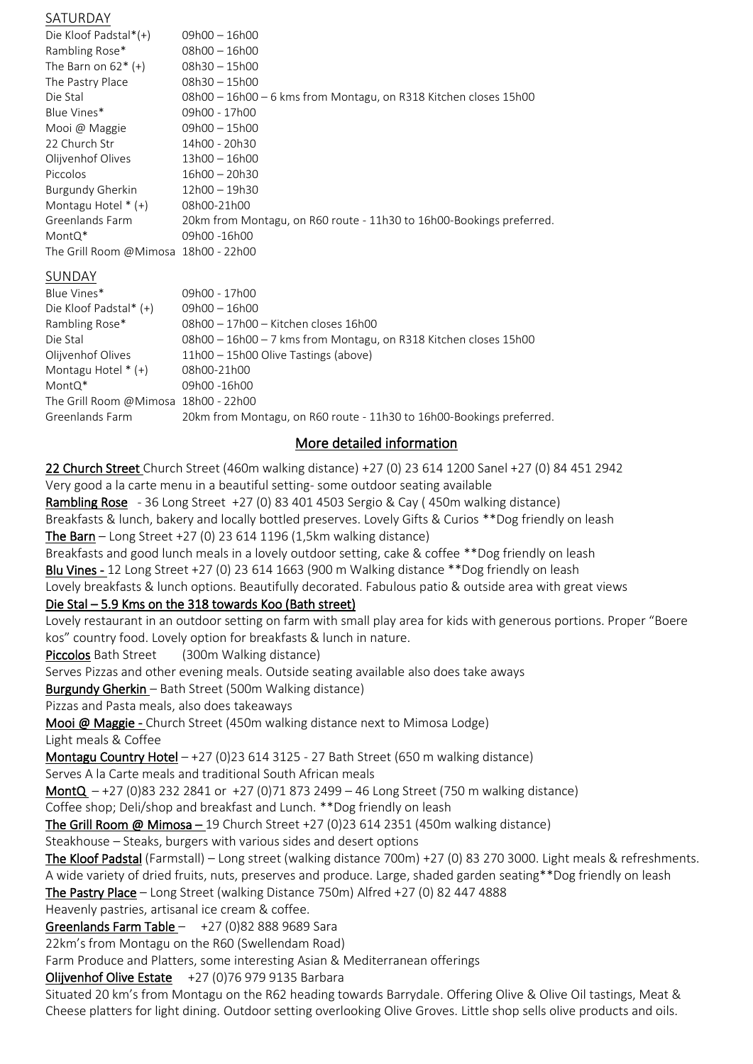## SATURDAY

| | |
|---|---|
| Die Kloof Padstal*(+) | 09h00 – 16h00 |
| Rambling Rose* | 08h00 – 16h00 |
| The Barn on 62* (+) | 08h30 – 15h00 |
| The Pastry Place | 08h30 – 15h00 |
| Die Stal | 08h00 – 16h00 – 6 kms from Montagu, on R318 Kitchen closes 15h00 |
| Blue Vines* | 09h00 - 17h00 |
| Mooi @ Maggie | 09h00 – 15h00 |
| 22 Church Str | 14h00 - 20h30 |
| Olijvenhof Olives | 13h00 – 16h00 |
| Piccolos | 16h00 – 20h30 |
| Burgundy Gherkin | 12h00 – 19h30 |
| Montagu Hotel * (+) | 08h00-21h00 |
| Greenlands Farm | 20km from Montagu, on R60 route - 11h30 to 16h00-Bookings preferred. |
| MontQ* | 09h00 -16h00 |
| The Grill Room @Mimosa | 18h00 - 22h00 |

## SUNDAY

| | |
|---|---|
| Blue Vines* | 09h00 - 17h00 |
| Die Kloof Padstal* (+) | 09h00 – 16h00 |
| Rambling Rose* | 08h00 – 17h00 – Kitchen closes 16h00 |
| Die Stal | 08h00 – 16h00 – 7 kms from Montagu, on R318 Kitchen closes 15h00 |
| Olijvenhof Olives | 11h00 – 15h00 Olive Tastings (above) |
| Montagu Hotel * (+) | 08h00-21h00 |
| MontQ* | 09h00 -16h00 |
| The Grill Room @Mimosa | 18h00 - 22h00 |
| Greenlands Farm | 20km from Montagu, on R60 route - 11h30 to 16h00-Bookings preferred. |

## More detailed information

**22 Church Street** Church Street (460m walking distance) +27 (0) 23 614 1200 Sanel +27 (0) 84 451 2942
Very good a la carte menu in a beautiful setting- some outdoor seating available

**Rambling Rose** - 36 Long Street +27 (0) 83 401 4503 Sergio & Cay ( 450m walking distance)
Breakfasts & lunch, bakery and locally bottled preserves. Lovely Gifts & Curios **Dog friendly on leash

**The Barn** – Long Street +27 (0) 23 614 1196 (1,5km walking distance)
Breakfasts and good lunch meals in a lovely outdoor setting, cake & coffee **Dog friendly on leash

**Blu Vines -** 12 Long Street +27 (0) 23 614 1663 (900 m Walking distance **Dog friendly on leash
Lovely breakfasts & lunch options. Beautifully decorated. Fabulous patio & outside area with great views

**Die Stal – 5.9 Kms on the 318 towards Koo (Bath street)**
Lovely restaurant in an outdoor setting on farm with small play area for kids with generous portions. Proper "Boere kos" country food. Lovely option for breakfasts & lunch in nature.

**Piccolos** Bath Street (300m Walking distance)
Serves Pizzas and other evening meals. Outside seating available also does take aways

**Burgundy Gherkin** – Bath Street (500m Walking distance)
Pizzas and Pasta meals, also does takeaways

**Mooi @ Maggie -** Church Street (450m walking distance next to Mimosa Lodge)
Light meals & Coffee

**Montagu Country Hotel** – +27 (0)23 614 3125 - 27 Bath Street (650 m walking distance)
Serves A la Carte meals and traditional South African meals

**MontQ** – +27 (0)83 232 2841 or +27 (0)71 873 2499 – 46 Long Street (750 m walking distance)
Coffee shop; Deli/shop and breakfast and Lunch. **Dog friendly on leash

**The Grill Room @ Mimosa –** 19 Church Street +27 (0)23 614 2351 (450m walking distance)
Steakhouse – Steaks, burgers with various sides and desert options

**The Kloof Padstal** (Farmstall) – Long street (walking distance 700m) +27 (0) 83 270 3000. Light meals & refreshments. A wide variety of dried fruits, nuts, preserves and produce. Large, shaded garden seating**Dog friendly on leash

**The Pastry Place** – Long Street (walking Distance 750m) Alfred +27 (0) 82 447 4888
Heavenly pastries, artisanal ice cream & coffee.

**Greenlands Farm Table** – +27 (0)82 888 9689 Sara
22km's from Montagu on the R60 (Swellendam Road)
Farm Produce and Platters, some interesting Asian & Mediterranean offerings

**Olijvenhof Olive Estate** +27 (0)76 979 9135 Barbara
Situated 20 km's from Montagu on the R62 heading towards Barrydale. Offering Olive & Olive Oil tastings, Meat & Cheese platters for light dining. Outdoor setting overlooking Olive Groves. Little shop sells olive products and oils.